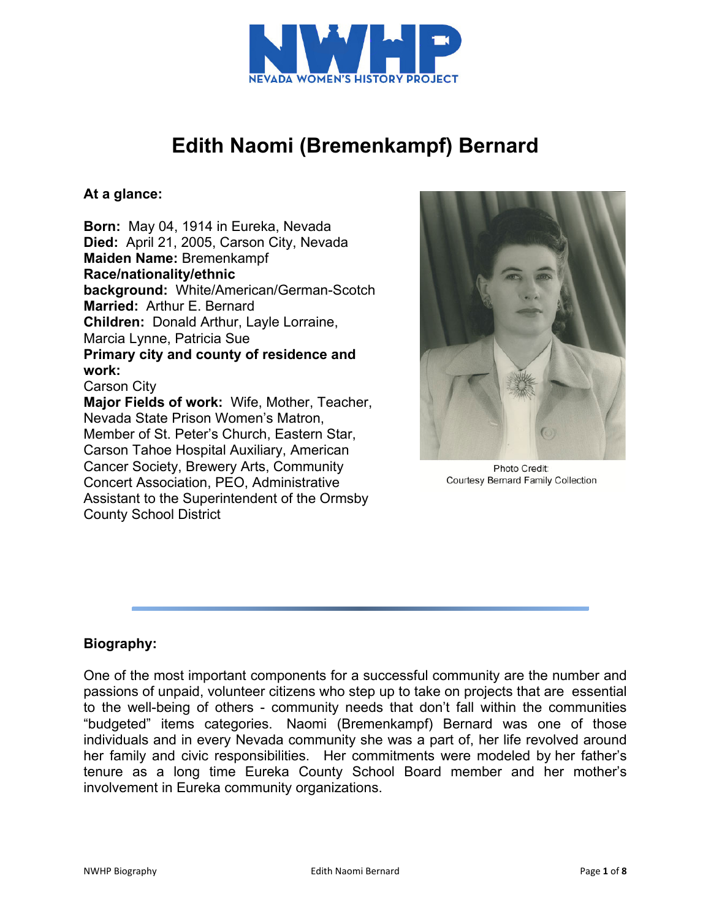NEVADA WOMEN'S HISTORY PROJECT

# Edith Naomi (Bremenkampf) Bernard

**At a glance:**

**Born:** May 04, 1914 in Eureka, Nevada
**Died:** April 21, 2005, Carson City, Nevada
**Maiden Name:** Bremenkampf
**Race/nationality/ethnic background:** White/American/German-Scotch
**Married:** Arthur E. Bernard
**Children:** Donald Arthur, Layle Lorraine, Marcia Lynne, Patricia Sue
**Primary city and county of residence and work:**
Carson City
**Major Fields of work:** Wife, Mother, Teacher, Nevada State Prison Women's Matron, Member of St. Peter's Church, Eastern Star, Carson Tahoe Hospital Auxiliary, American Cancer Society, Brewery Arts, Community Concert Association, PEO, Administrative Assistant to the Superintendent of the Ormsby County School District

Photo Credit:
Courtesy Bernard Family Collection

## Biography:

One of the most important components for a successful community are the number and passions of unpaid, volunteer citizens who step up to take on projects that are essential to the well-being of others - community needs that don't fall within the communities "budgeted" items categories. Naomi (Bremenkampf) Bernard was one of those individuals and in every Nevada community she was a part of, her life revolved around her family and civic responsibilities. Her commitments were modeled by her father's tenure as a long time Eureka County School Board member and her mother's involvement in Eureka community organizations.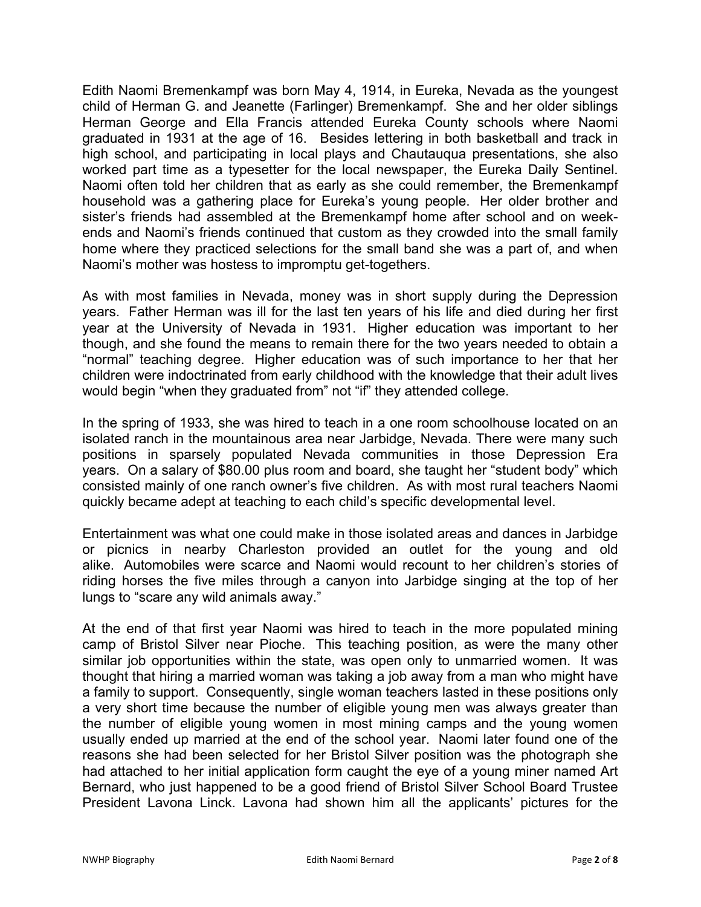Edith Naomi Bremenkampf was born May 4, 1914, in Eureka, Nevada as the youngest child of Herman G. and Jeanette (Farlinger) Bremenkampf. She and her older siblings Herman George and Ella Francis attended Eureka County schools where Naomi graduated in 1931 at the age of 16. Besides lettering in both basketball and track in high school, and participating in local plays and Chautauqua presentations, she also worked part time as a typesetter for the local newspaper, the Eureka Daily Sentinel. Naomi often told her children that as early as she could remember, the Bremenkampf household was a gathering place for Eureka's young people. Her older brother and sister's friends had assembled at the Bremenkampf home after school and on week-ends and Naomi's friends continued that custom as they crowded into the small family home where they practiced selections for the small band she was a part of, and when Naomi's mother was hostess to impromptu get-togethers.

As with most families in Nevada, money was in short supply during the Depression years. Father Herman was ill for the last ten years of his life and died during her first year at the University of Nevada in 1931. Higher education was important to her though, and she found the means to remain there for the two years needed to obtain a "normal" teaching degree. Higher education was of such importance to her that her children were indoctrinated from early childhood with the knowledge that their adult lives would begin "when they graduated from" not "if" they attended college.

In the spring of 1933, she was hired to teach in a one room schoolhouse located on an isolated ranch in the mountainous area near Jarbidge, Nevada. There were many such positions in sparsely populated Nevada communities in those Depression Era years. On a salary of $80.00 plus room and board, she taught her "student body" which consisted mainly of one ranch owner's five children. As with most rural teachers Naomi quickly became adept at teaching to each child's specific developmental level.

Entertainment was what one could make in those isolated areas and dances in Jarbidge or picnics in nearby Charleston provided an outlet for the young and old alike. Automobiles were scarce and Naomi would recount to her children's stories of riding horses the five miles through a canyon into Jarbidge singing at the top of her lungs to "scare any wild animals away."

At the end of that first year Naomi was hired to teach in the more populated mining camp of Bristol Silver near Pioche. This teaching position, as were the many other similar job opportunities within the state, was open only to unmarried women. It was thought that hiring a married woman was taking a job away from a man who might have a family to support. Consequently, single woman teachers lasted in these positions only a very short time because the number of eligible young men was always greater than the number of eligible young women in most mining camps and the young women usually ended up married at the end of the school year. Naomi later found one of the reasons she had been selected for her Bristol Silver position was the photograph she had attached to her initial application form caught the eye of a young miner named Art Bernard, who just happened to be a good friend of Bristol Silver School Board Trustee President Lavona Linck. Lavona had shown him all the applicants' pictures for the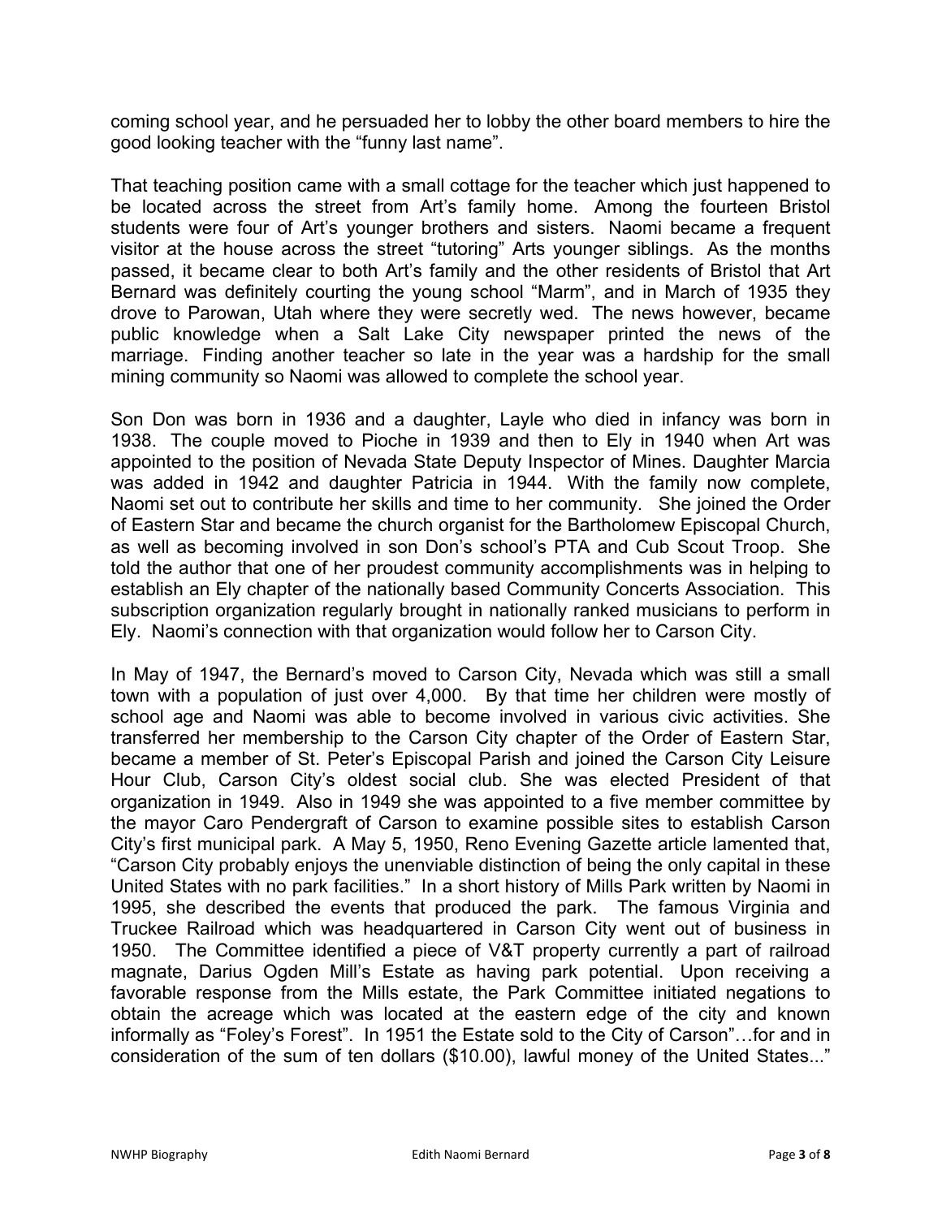coming school year, and he persuaded her to lobby the other board members to hire the good looking teacher with the "funny last name".

That teaching position came with a small cottage for the teacher which just happened to be located across the street from Art's family home. Among the fourteen Bristol students were four of Art's younger brothers and sisters. Naomi became a frequent visitor at the house across the street "tutoring" Arts younger siblings. As the months passed, it became clear to both Art's family and the other residents of Bristol that Art Bernard was definitely courting the young school "Marm", and in March of 1935 they drove to Parowan, Utah where they were secretly wed. The news however, became public knowledge when a Salt Lake City newspaper printed the news of the marriage. Finding another teacher so late in the year was a hardship for the small mining community so Naomi was allowed to complete the school year.

Son Don was born in 1936 and a daughter, Layle who died in infancy was born in 1938. The couple moved to Pioche in 1939 and then to Ely in 1940 when Art was appointed to the position of Nevada State Deputy Inspector of Mines. Daughter Marcia was added in 1942 and daughter Patricia in 1944. With the family now complete, Naomi set out to contribute her skills and time to her community. She joined the Order of Eastern Star and became the church organist for the Bartholomew Episcopal Church, as well as becoming involved in son Don's school's PTA and Cub Scout Troop. She told the author that one of her proudest community accomplishments was in helping to establish an Ely chapter of the nationally based Community Concerts Association. This subscription organization regularly brought in nationally ranked musicians to perform in Ely. Naomi's connection with that organization would follow her to Carson City.

In May of 1947, the Bernard's moved to Carson City, Nevada which was still a small town with a population of just over 4,000. By that time her children were mostly of school age and Naomi was able to become involved in various civic activities. She transferred her membership to the Carson City chapter of the Order of Eastern Star, became a member of St. Peter's Episcopal Parish and joined the Carson City Leisure Hour Club, Carson City's oldest social club. She was elected President of that organization in 1949. Also in 1949 she was appointed to a five member committee by the mayor Caro Pendergraft of Carson to examine possible sites to establish Carson City's first municipal park. A May 5, 1950, Reno Evening Gazette article lamented that, "Carson City probably enjoys the unenviable distinction of being the only capital in these United States with no park facilities." In a short history of Mills Park written by Naomi in 1995, she described the events that produced the park. The famous Virginia and Truckee Railroad which was headquartered in Carson City went out of business in 1950. The Committee identified a piece of V&T property currently a part of railroad magnate, Darius Ogden Mill's Estate as having park potential. Upon receiving a favorable response from the Mills estate, the Park Committee initiated negations to obtain the acreage which was located at the eastern edge of the city and known informally as "Foley's Forest". In 1951 the Estate sold to the City of Carson"…for and in consideration of the sum of ten dollars ($10.00), lawful money of the United States..."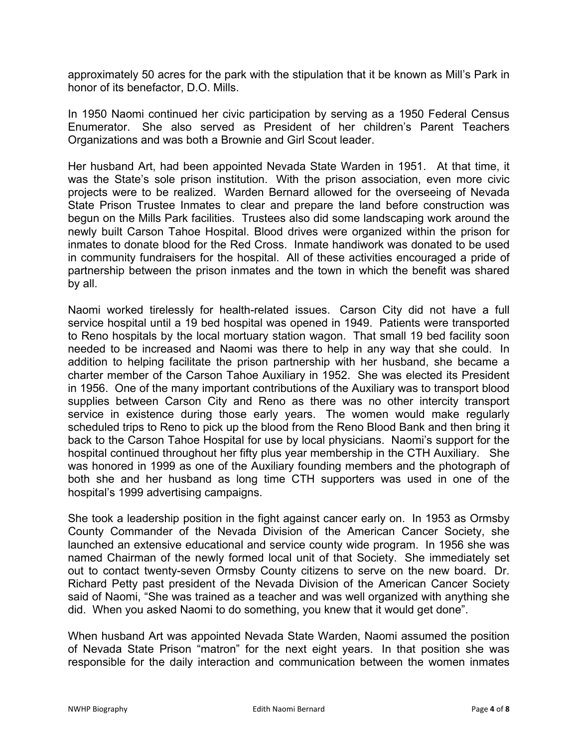approximately 50 acres for the park with the stipulation that it be known as Mill's Park in honor of its benefactor, D.O. Mills.

In 1950 Naomi continued her civic participation by serving as a 1950 Federal Census Enumerator. She also served as President of her children's Parent Teachers Organizations and was both a Brownie and Girl Scout leader.

Her husband Art, had been appointed Nevada State Warden in 1951. At that time, it was the State's sole prison institution. With the prison association, even more civic projects were to be realized. Warden Bernard allowed for the overseeing of Nevada State Prison Trustee Inmates to clear and prepare the land before construction was begun on the Mills Park facilities. Trustees also did some landscaping work around the newly built Carson Tahoe Hospital. Blood drives were organized within the prison for inmates to donate blood for the Red Cross. Inmate handiwork was donated to be used in community fundraisers for the hospital. All of these activities encouraged a pride of partnership between the prison inmates and the town in which the benefit was shared by all.

Naomi worked tirelessly for health-related issues. Carson City did not have a full service hospital until a 19 bed hospital was opened in 1949. Patients were transported to Reno hospitals by the local mortuary station wagon. That small 19 bed facility soon needed to be increased and Naomi was there to help in any way that she could. In addition to helping facilitate the prison partnership with her husband, she became a charter member of the Carson Tahoe Auxiliary in 1952. She was elected its President in 1956. One of the many important contributions of the Auxiliary was to transport blood supplies between Carson City and Reno as there was no other intercity transport service in existence during those early years. The women would make regularly scheduled trips to Reno to pick up the blood from the Reno Blood Bank and then bring it back to the Carson Tahoe Hospital for use by local physicians. Naomi's support for the hospital continued throughout her fifty plus year membership in the CTH Auxiliary. She was honored in 1999 as one of the Auxiliary founding members and the photograph of both she and her husband as long time CTH supporters was used in one of the hospital's 1999 advertising campaigns.

She took a leadership position in the fight against cancer early on. In 1953 as Ormsby County Commander of the Nevada Division of the American Cancer Society, she launched an extensive educational and service county wide program. In 1956 she was named Chairman of the newly formed local unit of that Society. She immediately set out to contact twenty-seven Ormsby County citizens to serve on the new board. Dr. Richard Petty past president of the Nevada Division of the American Cancer Society said of Naomi, "She was trained as a teacher and was well organized with anything she did. When you asked Naomi to do something, you knew that it would get done".

When husband Art was appointed Nevada State Warden, Naomi assumed the position of Nevada State Prison "matron" for the next eight years. In that position she was responsible for the daily interaction and communication between the women inmates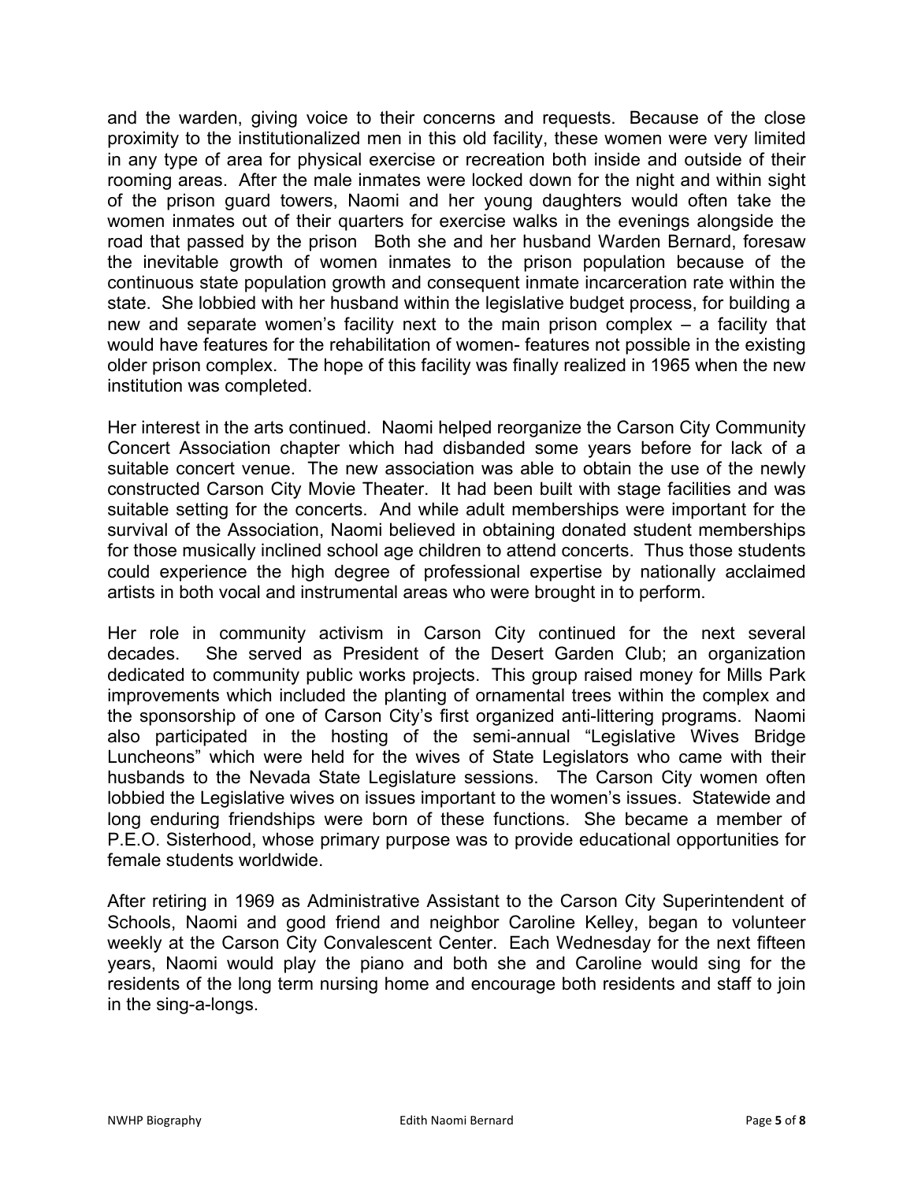and the warden, giving voice to their concerns and requests. Because of the close proximity to the institutionalized men in this old facility, these women were very limited in any type of area for physical exercise or recreation both inside and outside of their rooming areas. After the male inmates were locked down for the night and within sight of the prison guard towers, Naomi and her young daughters would often take the women inmates out of their quarters for exercise walks in the evenings alongside the road that passed by the prison Both she and her husband Warden Bernard, foresaw the inevitable growth of women inmates to the prison population because of the continuous state population growth and consequent inmate incarceration rate within the state. She lobbied with her husband within the legislative budget process, for building a new and separate women's facility next to the main prison complex – a facility that would have features for the rehabilitation of women- features not possible in the existing older prison complex. The hope of this facility was finally realized in 1965 when the new institution was completed.

Her interest in the arts continued. Naomi helped reorganize the Carson City Community Concert Association chapter which had disbanded some years before for lack of a suitable concert venue. The new association was able to obtain the use of the newly constructed Carson City Movie Theater. It had been built with stage facilities and was suitable setting for the concerts. And while adult memberships were important for the survival of the Association, Naomi believed in obtaining donated student memberships for those musically inclined school age children to attend concerts. Thus those students could experience the high degree of professional expertise by nationally acclaimed artists in both vocal and instrumental areas who were brought in to perform.

Her role in community activism in Carson City continued for the next several decades. She served as President of the Desert Garden Club; an organization dedicated to community public works projects. This group raised money for Mills Park improvements which included the planting of ornamental trees within the complex and the sponsorship of one of Carson City's first organized anti-littering programs. Naomi also participated in the hosting of the semi-annual "Legislative Wives Bridge Luncheons" which were held for the wives of State Legislators who came with their husbands to the Nevada State Legislature sessions. The Carson City women often lobbied the Legislative wives on issues important to the women's issues. Statewide and long enduring friendships were born of these functions. She became a member of P.E.O. Sisterhood, whose primary purpose was to provide educational opportunities for female students worldwide.

After retiring in 1969 as Administrative Assistant to the Carson City Superintendent of Schools, Naomi and good friend and neighbor Caroline Kelley, began to volunteer weekly at the Carson City Convalescent Center. Each Wednesday for the next fifteen years, Naomi would play the piano and both she and Caroline would sing for the residents of the long term nursing home and encourage both residents and staff to join in the sing-a-longs.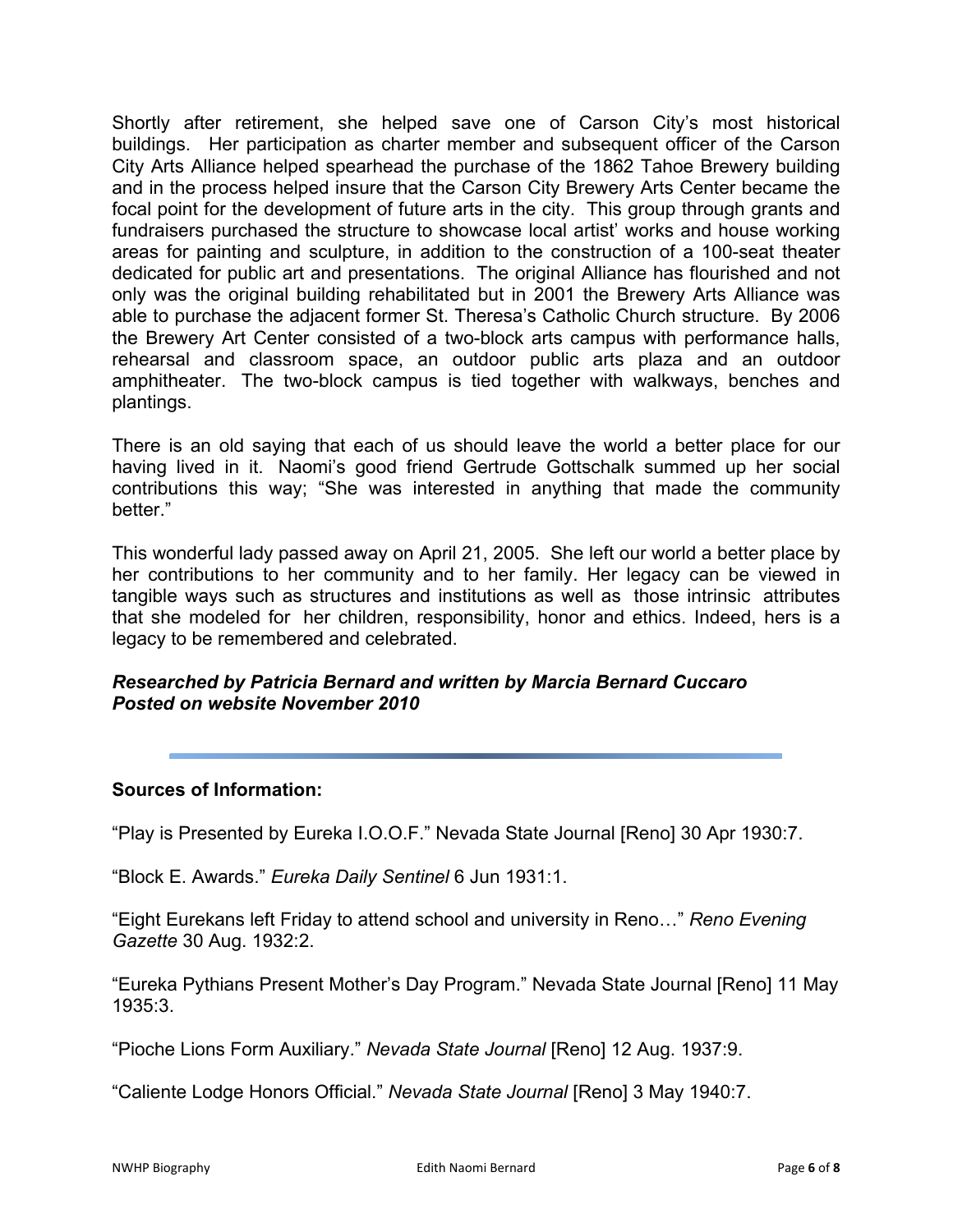Shortly after retirement, she helped save one of Carson City's most historical buildings. Her participation as charter member and subsequent officer of the Carson City Arts Alliance helped spearhead the purchase of the 1862 Tahoe Brewery building and in the process helped insure that the Carson City Brewery Arts Center became the focal point for the development of future arts in the city. This group through grants and fundraisers purchased the structure to showcase local artist' works and house working areas for painting and sculpture, in addition to the construction of a 100-seat theater dedicated for public art and presentations. The original Alliance has flourished and not only was the original building rehabilitated but in 2001 the Brewery Arts Alliance was able to purchase the adjacent former St. Theresa's Catholic Church structure. By 2006 the Brewery Art Center consisted of a two-block arts campus with performance halls, rehearsal and classroom space, an outdoor public arts plaza and an outdoor amphitheater. The two-block campus is tied together with walkways, benches and plantings.

There is an old saying that each of us should leave the world a better place for our having lived in it. Naomi's good friend Gertrude Gottschalk summed up her social contributions this way; "She was interested in anything that made the community better."

This wonderful lady passed away on April 21, 2005. She left our world a better place by her contributions to her community and to her family. Her legacy can be viewed in tangible ways such as structures and institutions as well as those intrinsic attributes that she modeled for her children, responsibility, honor and ethics. Indeed, hers is a legacy to be remembered and celebrated.

***Researched by Patricia Bernard and written by Marcia Bernard Cuccaro***
***Posted on website November 2010***

---

**Sources of Information:**

"Play is Presented by Eureka I.O.O.F." Nevada State Journal [Reno] 30 Apr 1930:7.

"Block E. Awards." *Eureka Daily Sentinel* 6 Jun 1931:1.

"Eight Eurekans left Friday to attend school and university in Reno…" *Reno Evening Gazette* 30 Aug. 1932:2.

"Eureka Pythians Present Mother's Day Program." Nevada State Journal [Reno] 11 May 1935:3.

"Pioche Lions Form Auxiliary." *Nevada State Journal* [Reno] 12 Aug. 1937:9.

"Caliente Lodge Honors Official." *Nevada State Journal* [Reno] 3 May 1940:7.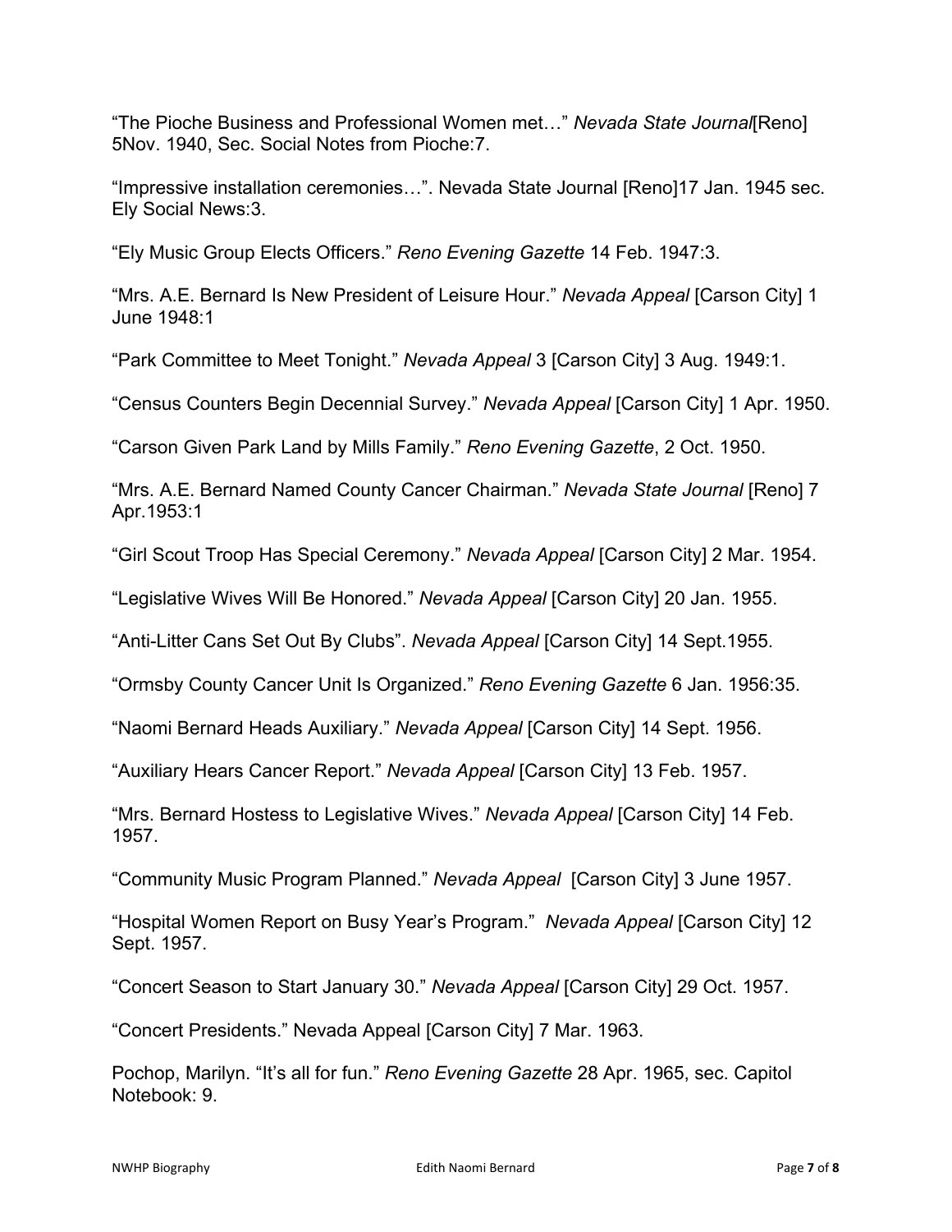"The Pioche Business and Professional Women met…" *Nevada State Journal*[Reno] 5Nov. 1940, Sec. Social Notes from Pioche:7.

"Impressive installation ceremonies…". Nevada State Journal [Reno]17 Jan. 1945 sec. Ely Social News:3.

"Ely Music Group Elects Officers." *Reno Evening Gazette* 14 Feb. 1947:3.

"Mrs. A.E. Bernard Is New President of Leisure Hour." *Nevada Appeal* [Carson City] 1 June 1948:1

"Park Committee to Meet Tonight." *Nevada Appeal* 3 [Carson City] 3 Aug. 1949:1.

"Census Counters Begin Decennial Survey." *Nevada Appeal* [Carson City] 1 Apr. 1950.

"Carson Given Park Land by Mills Family." *Reno Evening Gazette*, 2 Oct. 1950.

"Mrs. A.E. Bernard Named County Cancer Chairman." *Nevada State Journal* [Reno] 7 Apr.1953:1

"Girl Scout Troop Has Special Ceremony." *Nevada Appeal* [Carson City] 2 Mar. 1954.

"Legislative Wives Will Be Honored." *Nevada Appeal* [Carson City] 20 Jan. 1955.

"Anti-Litter Cans Set Out By Clubs". *Nevada Appeal* [Carson City] 14 Sept.1955.

"Ormsby County Cancer Unit Is Organized." *Reno Evening Gazette* 6 Jan. 1956:35.

"Naomi Bernard Heads Auxiliary." *Nevada Appeal* [Carson City] 14 Sept. 1956.

"Auxiliary Hears Cancer Report." *Nevada Appeal* [Carson City] 13 Feb. 1957.

"Mrs. Bernard Hostess to Legislative Wives." *Nevada Appeal* [Carson City] 14 Feb. 1957.

"Community Music Program Planned." *Nevada Appeal* [Carson City] 3 June 1957.

"Hospital Women Report on Busy Year's Program." *Nevada Appeal* [Carson City] 12 Sept. 1957.

"Concert Season to Start January 30." *Nevada Appeal* [Carson City] 29 Oct. 1957.

"Concert Presidents." Nevada Appeal [Carson City] 7 Mar. 1963.

Pochop, Marilyn. "It's all for fun." *Reno Evening Gazette* 28 Apr. 1965, sec. Capitol Notebook: 9.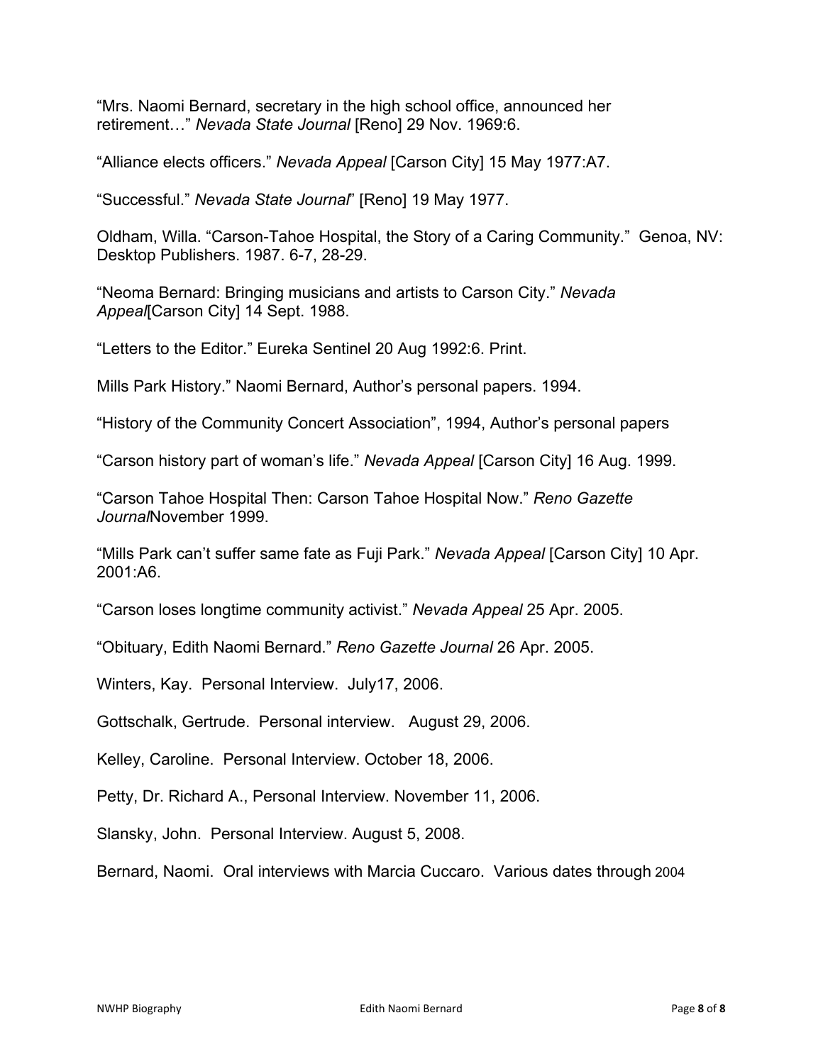"Mrs. Naomi Bernard, secretary in the high school office, announced her retirement…" *Nevada State Journal* [Reno] 29 Nov. 1969:6.

"Alliance elects officers." *Nevada Appeal* [Carson City] 15 May 1977:A7.

"Successful." *Nevada State Journal*" [Reno] 19 May 1977.

Oldham, Willa. "Carson-Tahoe Hospital, the Story of a Caring Community." Genoa, NV: Desktop Publishers. 1987. 6-7, 28-29.

"Neoma Bernard: Bringing musicians and artists to Carson City." *Nevada Appeal*[Carson City] 14 Sept. 1988.

"Letters to the Editor." Eureka Sentinel 20 Aug 1992:6. Print.

Mills Park History." Naomi Bernard, Author's personal papers. 1994.

"History of the Community Concert Association", 1994, Author's personal papers

"Carson history part of woman's life." *Nevada Appeal* [Carson City] 16 Aug. 1999.

"Carson Tahoe Hospital Then: Carson Tahoe Hospital Now." *Reno Gazette Journal*November 1999.

"Mills Park can't suffer same fate as Fuji Park." *Nevada Appeal* [Carson City] 10 Apr. 2001:A6.

"Carson loses longtime community activist." *Nevada Appeal* 25 Apr. 2005.

"Obituary, Edith Naomi Bernard." *Reno Gazette Journal* 26 Apr. 2005.

Winters, Kay. Personal Interview. July17, 2006.

Gottschalk, Gertrude. Personal interview. August 29, 2006.

Kelley, Caroline. Personal Interview. October 18, 2006.

Petty, Dr. Richard A., Personal Interview. November 11, 2006.

Slansky, John. Personal Interview. August 5, 2008.

Bernard, Naomi. Oral interviews with Marcia Cuccaro. Various dates through 2004